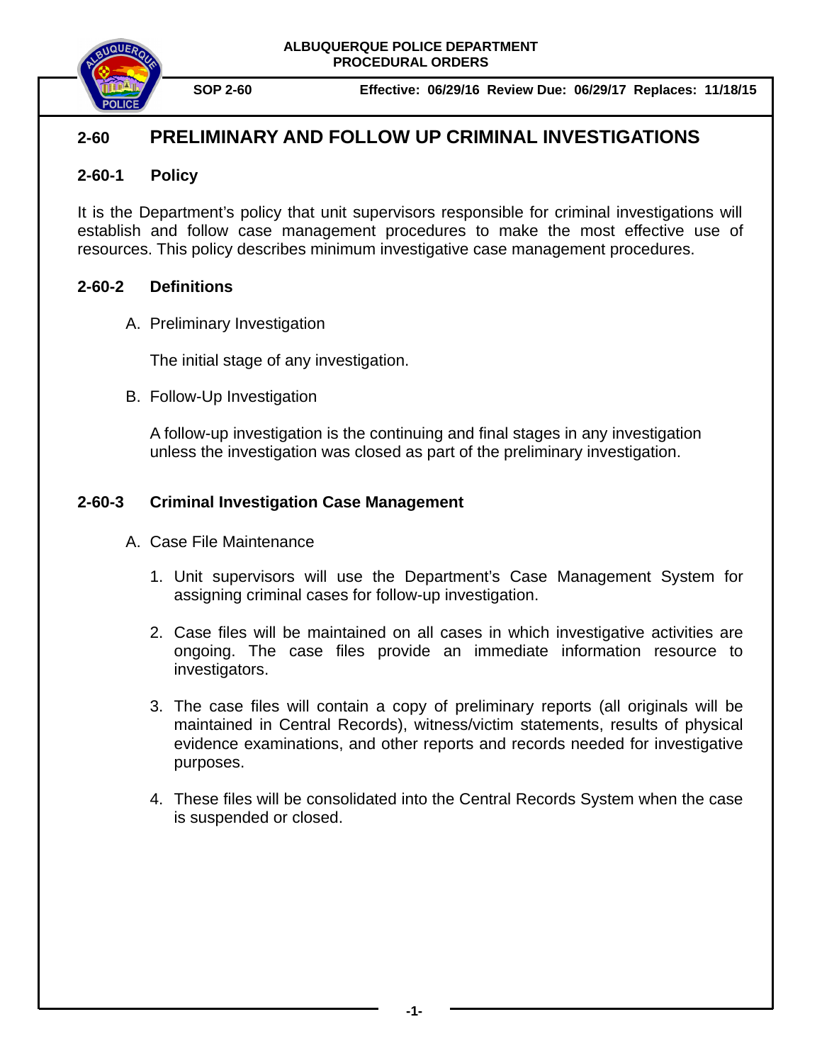**ALBUQUERQUE POLICE DEPARTMENT**
**PROCEDURAL ORDERS**

**SOP 2-60** **Effective: 06/29/16 Review Due: 06/29/17 Replaces: 11/18/15**

# 2-60 PRELIMINARY AND FOLLOW UP CRIMINAL INVESTIGATIONS

## 2-60-1 Policy

It is the Department's policy that unit supervisors responsible for criminal investigations will establish and follow case management procedures to make the most effective use of resources. This policy describes minimum investigative case management procedures.

## 2-60-2 Definitions

A. Preliminary Investigation

The initial stage of any investigation.

B. Follow-Up Investigation

A follow-up investigation is the continuing and final stages in any investigation unless the investigation was closed as part of the preliminary investigation.

## 2-60-3 Criminal Investigation Case Management

A. Case File Maintenance

1. Unit supervisors will use the Department's Case Management System for assigning criminal cases for follow-up investigation.

2. Case files will be maintained on all cases in which investigative activities are ongoing. The case files provide an immediate information resource to investigators.

3. The case files will contain a copy of preliminary reports (all originals will be maintained in Central Records), witness/victim statements, results of physical evidence examinations, and other reports and records needed for investigative purposes.

4. These files will be consolidated into the Central Records System when the case is suspended or closed.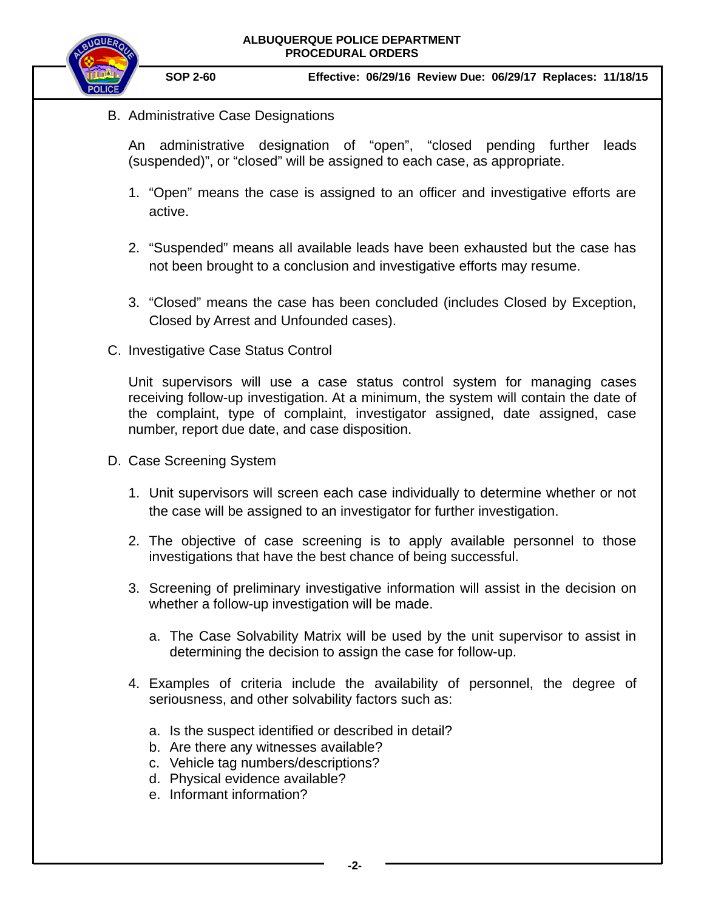B. Administrative Case Designations

An administrative designation of "open", "closed pending further leads (suspended)", or "closed" will be assigned to each case, as appropriate.

1. "Open" means the case is assigned to an officer and investigative efforts are active.

2. "Suspended" means all available leads have been exhausted but the case has not been brought to a conclusion and investigative efforts may resume.

3. "Closed" means the case has been concluded (includes Closed by Exception, Closed by Arrest and Unfounded cases).

C. Investigative Case Status Control

Unit supervisors will use a case status control system for managing cases receiving follow-up investigation. At a minimum, the system will contain the date of the complaint, type of complaint, investigator assigned, date assigned, case number, report due date, and case disposition.

D. Case Screening System

1. Unit supervisors will screen each case individually to determine whether or not the case will be assigned to an investigator for further investigation.

2. The objective of case screening is to apply available personnel to those investigations that have the best chance of being successful.

3. Screening of preliminary investigative information will assist in the decision on whether a follow-up investigation will be made.

   a. The Case Solvability Matrix will be used by the unit supervisor to assist in determining the decision to assign the case for follow-up.

4. Examples of criteria include the availability of personnel, the degree of seriousness, and other solvability factors such as:

   a. Is the suspect identified or described in detail?
   b. Are there any witnesses available?
   c. Vehicle tag numbers/descriptions?
   d. Physical evidence available?
   e. Informant information?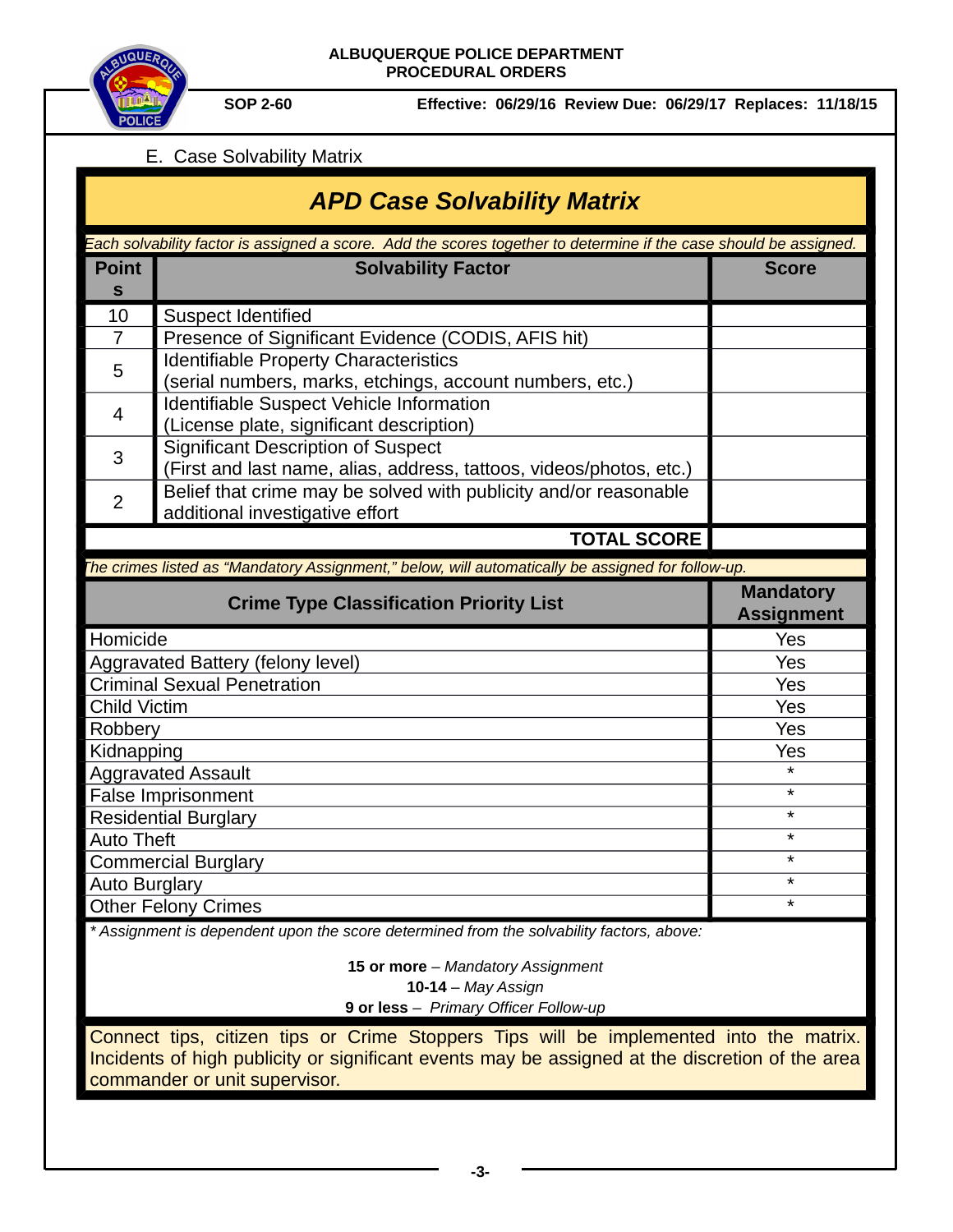E. Case Solvability Matrix

## *APD Case Solvability Matrix*

*Each solvability factor is assigned a score. Add the scores together to determine if the case should be assigned.*

| Points | Solvability Factor | Score |
|---|---|---|
| 10 | Suspect Identified | |
| 7 | Presence of Significant Evidence (CODIS, AFIS hit) | |
| 5 | Identifiable Property Characteristics (serial numbers, marks, etchings, account numbers, etc.) | |
| 4 | Identifiable Suspect Vehicle Information (License plate, significant description) | |
| 3 | Significant Description of Suspect (First and last name, alias, address, tattoos, videos/photos, etc.) | |
| 2 | Belief that crime may be solved with publicity and/or reasonable additional investigative effort | |
| | **TOTAL SCORE** | |

*The crimes listed as "Mandatory Assignment," below, will automatically be assigned for follow-up.*

| Crime Type Classification Priority List | Mandatory Assignment |
|---|---|
| Homicide | Yes |
| Aggravated Battery (felony level) | Yes |
| Criminal Sexual Penetration | Yes |
| Child Victim | Yes |
| Robbery | Yes |
| Kidnapping | Yes |
| Aggravated Assault | * |
| False Imprisonment | * |
| Residential Burglary | * |
| Auto Theft | * |
| Commercial Burglary | * |
| Auto Burglary | * |
| Other Felony Crimes | * |

*\* Assignment is dependent upon the score determined from the solvability factors, above:*

**15 or more** – *Mandatory Assignment*
**10-14** – *May Assign*
**9 or less** – *Primary Officer Follow-up*

Connect tips, citizen tips or Crime Stoppers Tips will be implemented into the matrix. Incidents of high publicity or significant events may be assigned at the discretion of the area commander or unit supervisor.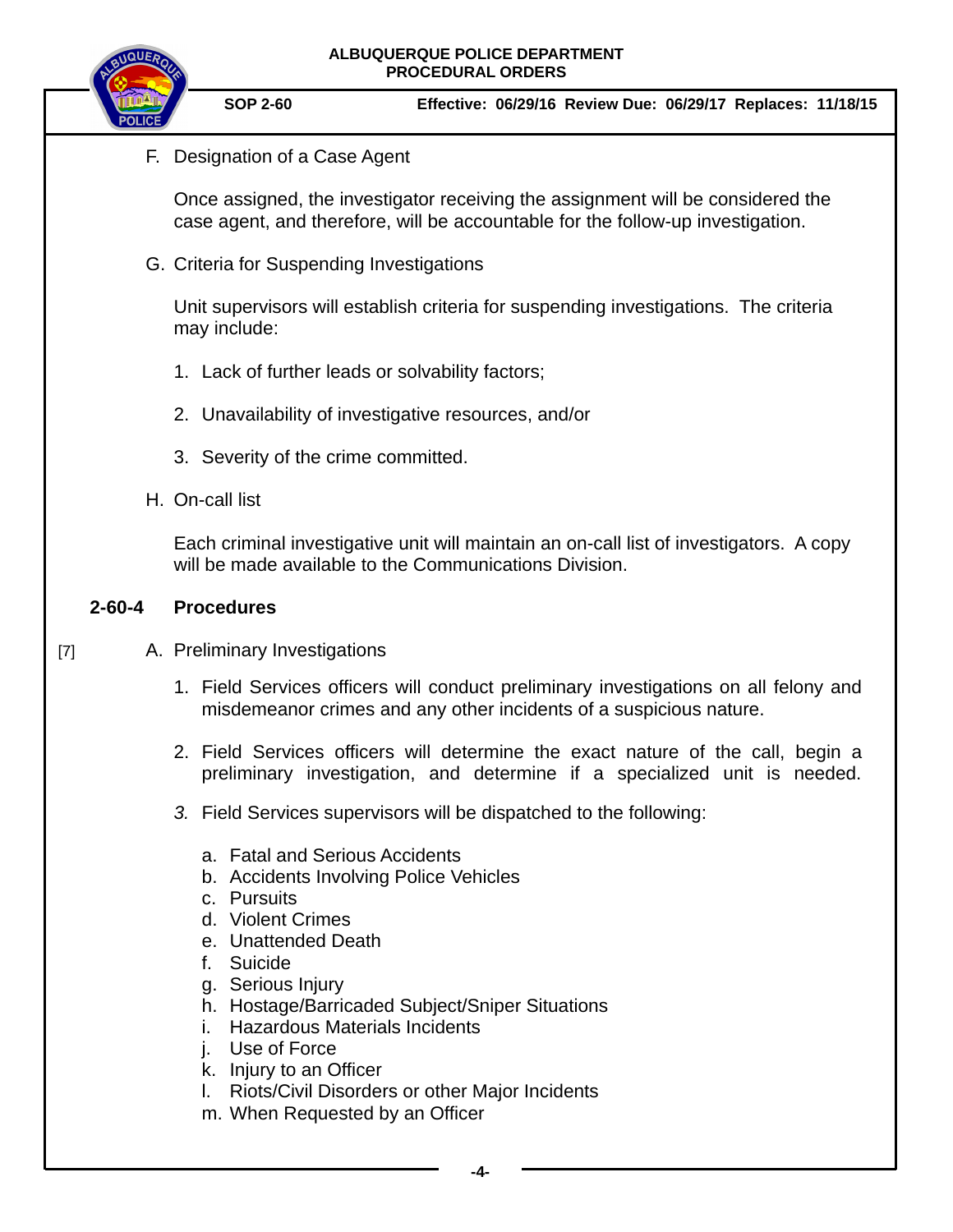F. Designation of a Case Agent

Once assigned, the investigator receiving the assignment will be considered the case agent, and therefore, will be accountable for the follow-up investigation.

G. Criteria for Suspending Investigations

Unit supervisors will establish criteria for suspending investigations. The criteria may include:

1. Lack of further leads or solvability factors;

2. Unavailability of investigative resources, and/or

3. Severity of the crime committed.

H. On-call list

Each criminal investigative unit will maintain an on-call list of investigators. A copy will be made available to the Communications Division.

## 2-60-4 Procedures

[7] A. Preliminary Investigations

1. Field Services officers will conduct preliminary investigations on all felony and misdemeanor crimes and any other incidents of a suspicious nature.

2. Field Services officers will determine the exact nature of the call, begin a preliminary investigation, and determine if a specialized unit is needed.

3. Field Services supervisors will be dispatched to the following:

   a. Fatal and Serious Accidents
   b. Accidents Involving Police Vehicles
   c. Pursuits
   d. Violent Crimes
   e. Unattended Death
   f. Suicide
   g. Serious Injury
   h. Hostage/Barricaded Subject/Sniper Situations
   i. Hazardous Materials Incidents
   j. Use of Force
   k. Injury to an Officer
   l. Riots/Civil Disorders or other Major Incidents
   m. When Requested by an Officer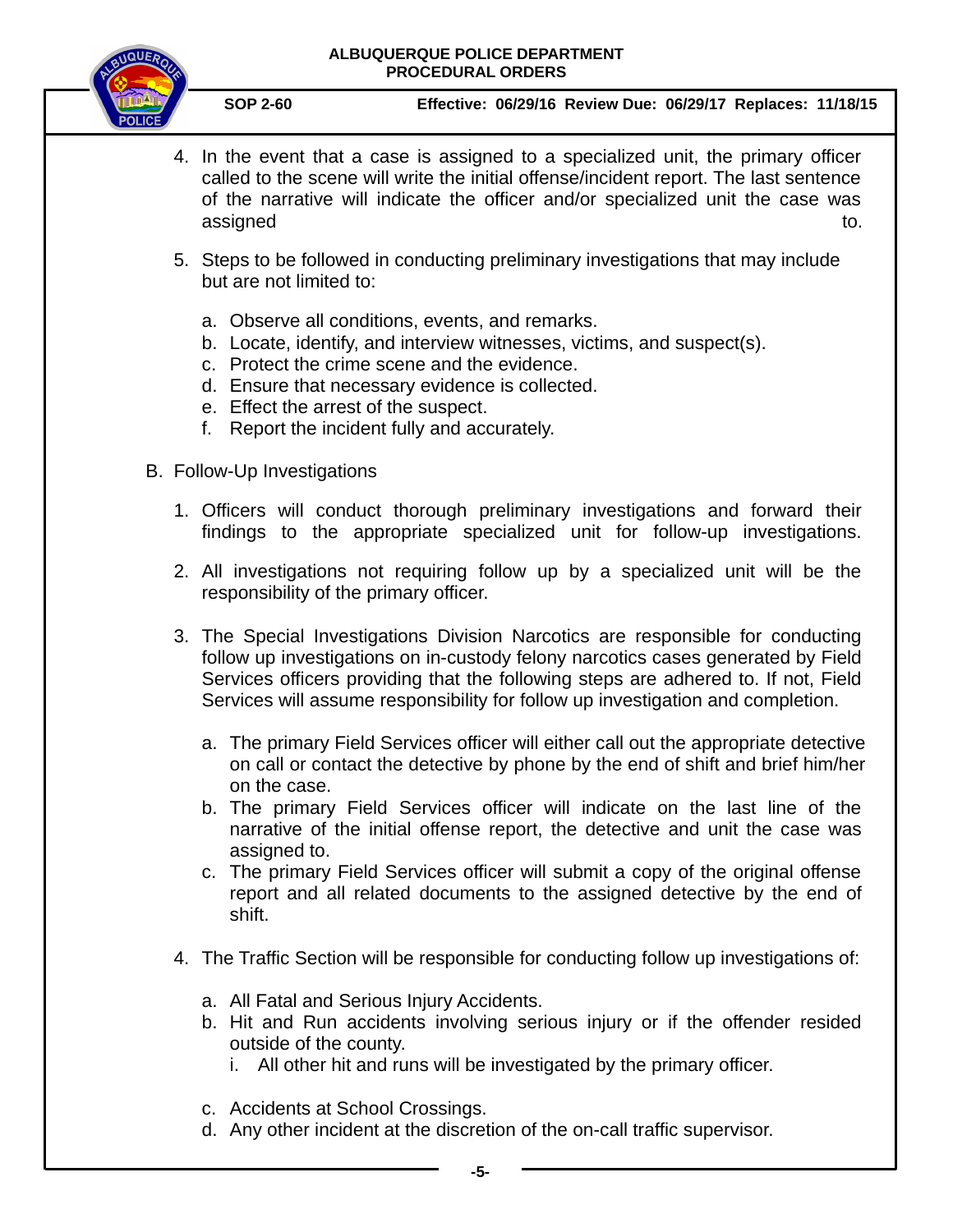4. In the event that a case is assigned to a specialized unit, the primary officer called to the scene will write the initial offense/incident report. The last sentence of the narrative will indicate the officer and/or specialized unit the case was assigned to.

5. Steps to be followed in conducting preliminary investigations that may include but are not limited to:

   a. Observe all conditions, events, and remarks.
   b. Locate, identify, and interview witnesses, victims, and suspect(s).
   c. Protect the crime scene and the evidence.
   d. Ensure that necessary evidence is collected.
   e. Effect the arrest of the suspect.
   f. Report the incident fully and accurately.

B. Follow-Up Investigations

1. Officers will conduct thorough preliminary investigations and forward their findings to the appropriate specialized unit for follow-up investigations.

2. All investigations not requiring follow up by a specialized unit will be the responsibility of the primary officer.

3. The Special Investigations Division Narcotics are responsible for conducting follow up investigations on in-custody felony narcotics cases generated by Field Services officers providing that the following steps are adhered to. If not, Field Services will assume responsibility for follow up investigation and completion.

   a. The primary Field Services officer will either call out the appropriate detective on call or contact the detective by phone by the end of shift and brief him/her on the case.
   b. The primary Field Services officer will indicate on the last line of the narrative of the initial offense report, the detective and unit the case was assigned to.
   c. The primary Field Services officer will submit a copy of the original offense report and all related documents to the assigned detective by the end of shift.

4. The Traffic Section will be responsible for conducting follow up investigations of:

   a. All Fatal and Serious Injury Accidents.
   b. Hit and Run accidents involving serious injury or if the offender resided outside of the county.
      i. All other hit and runs will be investigated by the primary officer.

   c. Accidents at School Crossings.
   d. Any other incident at the discretion of the on-call traffic supervisor.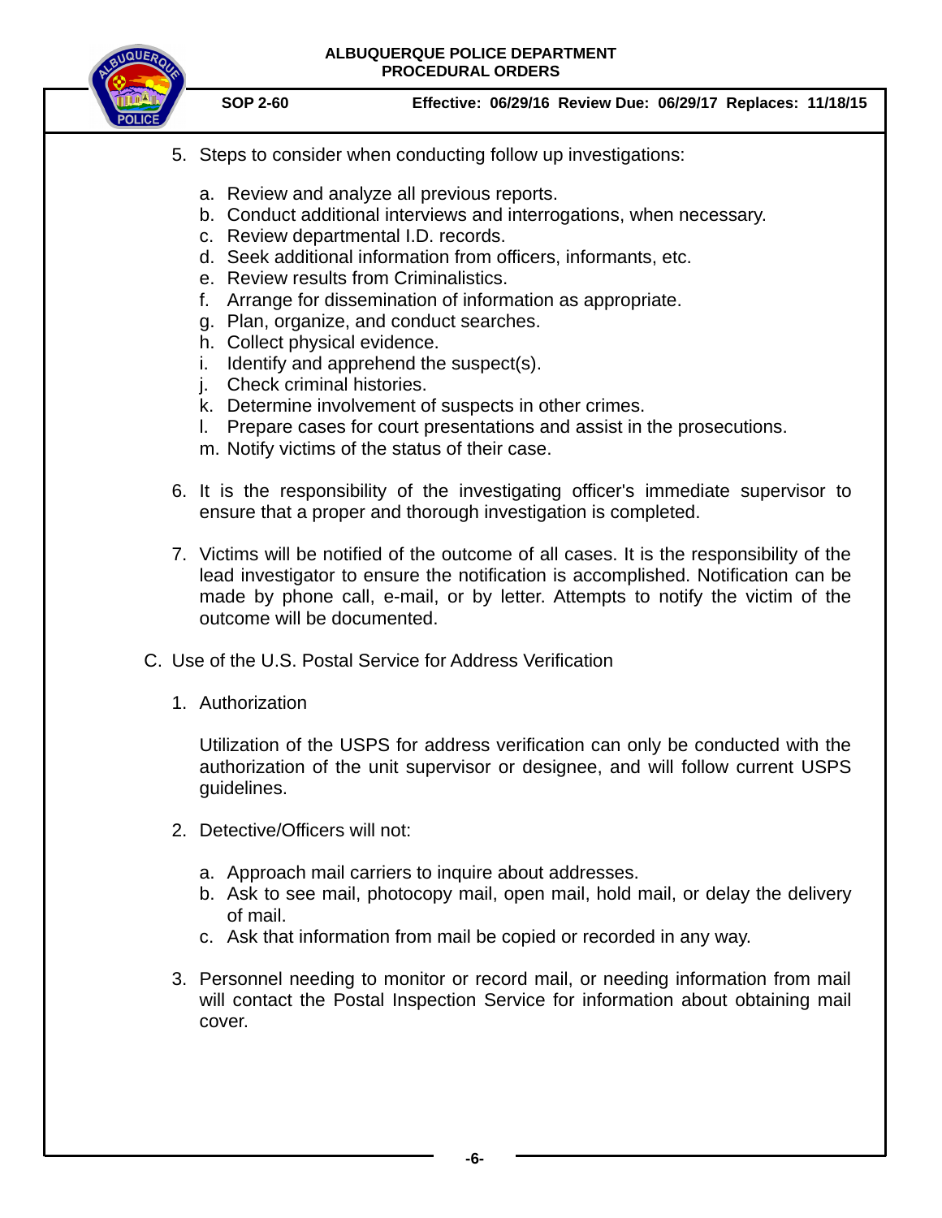5. Steps to consider when conducting follow up investigations:

   a. Review and analyze all previous reports.
   b. Conduct additional interviews and interrogations, when necessary.
   c. Review departmental I.D. records.
   d. Seek additional information from officers, informants, etc.
   e. Review results from Criminalistics.
   f. Arrange for dissemination of information as appropriate.
   g. Plan, organize, and conduct searches.
   h. Collect physical evidence.
   i. Identify and apprehend the suspect(s).
   j. Check criminal histories.
   k. Determine involvement of suspects in other crimes.
   l. Prepare cases for court presentations and assist in the prosecutions.
   m. Notify victims of the status of their case.

6. It is the responsibility of the investigating officer's immediate supervisor to ensure that a proper and thorough investigation is completed.

7. Victims will be notified of the outcome of all cases. It is the responsibility of the lead investigator to ensure the notification is accomplished. Notification can be made by phone call, e-mail, or by letter. Attempts to notify the victim of the outcome will be documented.

C. Use of the U.S. Postal Service for Address Verification

1. Authorization

   Utilization of the USPS for address verification can only be conducted with the authorization of the unit supervisor or designee, and will follow current USPS guidelines.

2. Detective/Officers will not:

   a. Approach mail carriers to inquire about addresses.
   b. Ask to see mail, photocopy mail, open mail, hold mail, or delay the delivery of mail.
   c. Ask that information from mail be copied or recorded in any way.

3. Personnel needing to monitor or record mail, or needing information from mail will contact the Postal Inspection Service for information about obtaining mail cover.